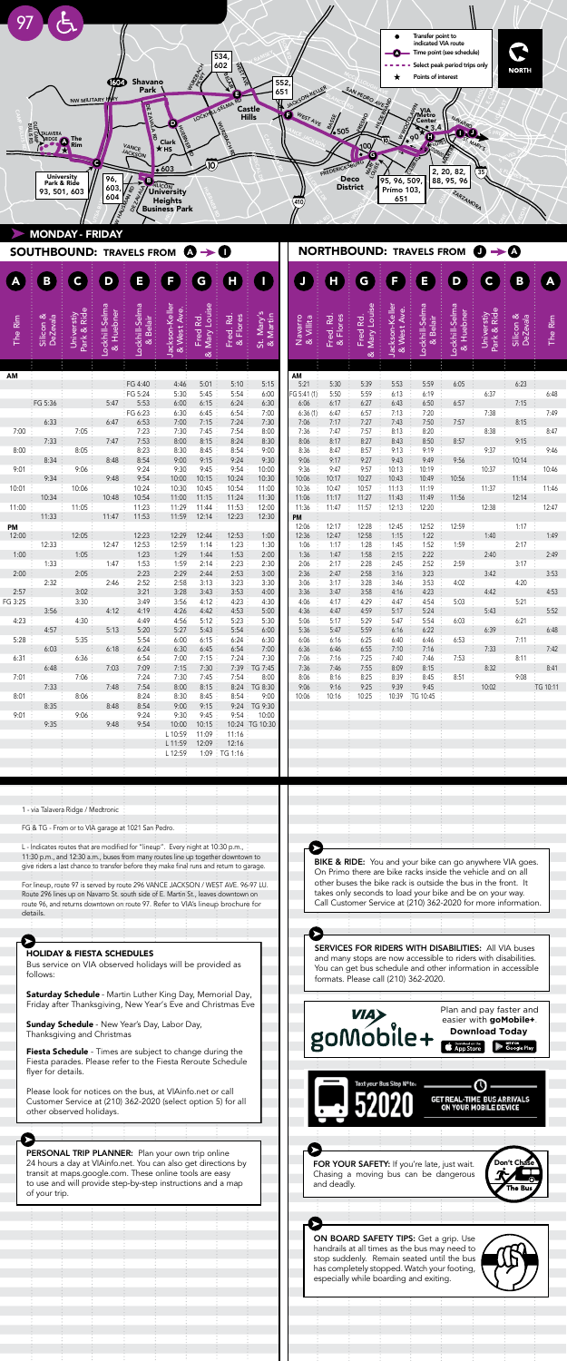# 97

**Legend:**
- Transfer point to indicated VIA route
- Time point (see schedule)
- Select peak period trips only
- Points of interest

**Map labels:** The Rim; Talavera Ridge; University Park & Ride (93, 501, 603); NW Military Hwy; Shavano Park (1604); Vance Jackson; Clark HS; 603; University Heights Business Park; Lockhill-Selma; Wurzbach Pkwy; 534, 602; West Ave; Castle Hills; 552, 651; Jackson-Keller; West Ave; 505; San Pedro Ave; Fredericksburg; Deco District (95, 96, 509, Primo 100, 651); VIA Metro Center (3, 4); 90; 2, 20, 82, 88, 95, 96; 35; Navarro; St. Mary's; Zarzamora; 410; 96, 603, 604; 10; NORTH

## MONDAY - FRIDAY

### SOUTHBOUND: TRAVELS FROM A → I

| A The Rim | B Silicon & DeZavala | C University Park & Ride | D Lockhill-Selma & Huebner | E Lockhill-Selma & Belair | F Jackson-Keller & West Ave. | G Fred Rd. & Mary Louise | H Fred Rd. & Flores | I St. Mary's & Martin |
|---|---|---|---|---|---|---|---|---|
| **AM** | | | | | | | | |
| | | | | FG 4:40 | 4:46 | 5:01 | 5:10 | 5:15 |
| | | | | FG 5:24 | 5:30 | 5:45 | 5:54 | 6:00 |
| | FG 5:36 | | 5:47 | 5:53 | 6:00 | 6:15 | 6:24 | 6:30 |
| | | | | FG 6:23 | 6:30 | 6:45 | 6:54 | 7:00 |
| | 6:33 | | 6:47 | 6:53 | 7:00 | 7:15 | 7:24 | 7:30 |
| 7:00 | | 7:05 | | 7:23 | 7:30 | 7:45 | 7:54 | 8:00 |
| | 7:33 | | 7:47 | 7:53 | 8:00 | 8:15 | 8:24 | 8:30 |
| 8:00 | | 8:05 | | 8:23 | 8:30 | 8:45 | 8:54 | 9:00 |
| | 8:34 | | 8:48 | 8:54 | 9:00 | 9:15 | 9:24 | 9:30 |
| 9:01 | | 9:06 | | 9:24 | 9:30 | 9:45 | 9:54 | 10:00 |
| | 9:34 | | 9:48 | 9:54 | 10:00 | 10:15 | 10:24 | 10:30 |
| 10:01 | | | | 10:24 | 10:30 | 10:45 | 10:54 | 11:00 |
| | 10:34 | | 10:48 | 10:54 | 11:00 | 11:15 | 11:24 | 11:30 |
| 11:00 | | 11:05 | | 11:23 | 11:29 | 11:44 | 11:53 | 12:00 |
| | 11:33 | | 11:47 | 11:53 | 11:59 | 12:14 | 12:23 | 12:30 |
| **PM** | | | | | | | | |
| 12:00 | | 12:05 | | 12:23 | 12:29 | 12:44 | 12:53 | 1:00 |
| | 12:33 | | 12:47 | 12:53 | 12:59 | 1:14 | 1:23 | 1:30 |
| 1:00 | | 1:05 | | 1:23 | 1:29 | 1:44 | 1:53 | 2:00 |
| | 1:33 | | 1:47 | 1:53 | 1:59 | 2:14 | 2:23 | 2:30 |
| 2:00 | | 2:05 | | 2:23 | 2:29 | 2:44 | 2:53 | 3:00 |
| | 2:32 | | 2:46 | 2:52 | 2:58 | 3:13 | 3:23 | 3:30 |
| 2:57 | | 3:02 | | 3:21 | 3:28 | 3:43 | 3:53 | 4:00 |
| FG 3:25 | | 3:30 | | 3:49 | 3:56 | 4:12 | 4:23 | 4:30 |
| | 3:56 | | 4:12 | 4:19 | 4:26 | 4:42 | 4:53 | 5:00 |
| 4:23 | | 4:30 | | 4:49 | 4:56 | 5:12 | 5:23 | 5:30 |
| | 4:57 | | 5:13 | 5:20 | 5:27 | 5:43 | 5:54 | 6:00 |
| 5:28 | | 5:35 | | 5:54 | 6:00 | 6:15 | 6:24 | 6:30 |
| | 6:03 | | 6:18 | 6:24 | 6:30 | 6:45 | 6:54 | 7:00 |
| 6:31 | | 6:36 | | 6:54 | 7:00 | 7:15 | 7:24 | 7:30 |
| | 6:48 | | 7:03 | 7:09 | 7:15 | 7:30 | 7:39 | TG 7:45 |
| 7:01 | | 7:06 | | 7:24 | 7:30 | 7:45 | 7:54 | 8:00 |
| | 7:33 | | 7:48 | 7:54 | 8:00 | 8:15 | 8:24 | TG 8:30 |
| 8:01 | | 8:06 | | 8:24 | 8:30 | 8:45 | 8:54 | 9:00 |
| | 8:35 | | 8:48 | 8:54 | 9:00 | 9:15 | 9:24 | TG 9:30 |
| 9:01 | | 9:06 | | 9:24 | 9:30 | 9:45 | 9:54 | 10:00 |
| | 9:35 | | 9:48 | 9:54 | 10:00 | 10:15 | 10:24 | TG 10:30 |
| | | | | | L 10:59 | 11:09 | 11:16 | |
| | | | | | L 11:59 | 12:09 | 12:16 | |
| | | | | | L 12:59 | 1:09 | TG 1:16 | |

### NORTHBOUND: TRAVELS FROM J → A

| J Navarro & Villita | H Fred Rd. & Flores | G Fred Rd. & Mary Louise | F Jackson-Keller & West Ave. | E Lockhill-Selma & Belair | D Lockhill-Selma & Huebner | C University Park & Ride | B Silicon & DeZavala | A The Rim |
|---|---|---|---|---|---|---|---|---|
| **AM** | | | | | | | | |
| 5:21 | 5:30 | 5:39 | 5:53 | 5:59 | 6:05 | | 6:23 | |
| FG 5:41 (1) | 5:50 | 5:59 | 6:13 | 6:19 | | 6:37 | | 6:48 |
| 6:06 | 6:17 | 6:27 | 6:43 | 6:50 | 6:57 | | 7:15 | |
| 6:36 (1) | 6:47 | 6:57 | 7:13 | 7:20 | | 7:38 | | 7:49 |
| 7:06 | 7:17 | 7:27 | 7:43 | 7:50 | 7:57 | | 8:15 | |
| 7:36 | 7:47 | 7:57 | 8:13 | 8:20 | | 8:38 | | 8:47 |
| 8:06 | 8:17 | 8:27 | 8:43 | 8:50 | 8:57 | | 9:15 | |
| 8:36 | 8:47 | 8:57 | 9:13 | 9:20 | | 9:37 | | 9:46 |
| 9:06 | 9:17 | 9:27 | 9:43 | 9:49 | 9:56 | | 10:14 | |
| 9:36 | 9:47 | 9:57 | 10:13 | 10:19 | | 10:37 | | 10:46 |
| 10:06 | 10:17 | 10:27 | 10:43 | 10:49 | 10:56 | | 11:14 | |
| 10:36 | 10:47 | 10:57 | 11:13 | 11:19 | | 11:37 | | 11:46 |
| 11:06 | 11:17 | 11:27 | 11:43 | 11:49 | 11:56 | | 12:14 | |
| 11:36 | 11:47 | 11:57 | 12:13 | 12:20 | | 12:38 | | 12:47 |
| **PM** | | | | | | | | |
| 12:06 | 12:17 | 12:28 | 12:45 | 12:52 | 12:59 | | 1:17 | |
| 12:36 | 12:47 | 12:58 | 1:15 | 1:22 | | 1:40 | | 1:49 |
| 1:06 | 1:17 | 1:28 | 1:45 | 1:52 | 1:59 | | 2:17 | |
| 1:36 | 1:47 | 1:58 | 2:15 | 2:22 | | 2:40 | | 2:49 |
| 2:06 | 2:17 | 2:28 | 2:45 | 2:52 | 2:59 | | 3:17 | |
| 2:36 | 2:47 | 2:58 | 3:16 | 3:23 | | 3:42 | | 3:53 |
| 3:06 | 3:17 | 3:28 | 3:46 | 3:53 | 4:02 | | 4:20 | |
| 3:36 | 3:47 | 3:58 | 4:16 | 4:23 | | 4:42 | | 4:53 |
| 4:06 | 4:17 | 4:29 | 4:47 | 4:54 | 5:03 | | 5:21 | |
| 4:36 | 4:47 | 4:59 | 5:17 | 5:24 | | 5:43 | | 5:52 |
| 5:06 | 5:17 | 5:29 | 5:47 | 5:54 | 6:03 | | 6:21 | |
| 5:36 | 5:47 | 5:59 | 6:16 | 6:22 | | 6:39 | | 6:48 |
| 6:06 | 6:16 | 6:25 | 6:40 | 6:46 | 6:53 | | 7:11 | |
| 6:36 | 6:46 | 6:55 | 7:10 | 7:16 | | 7:33 | | 7:42 |
| 7:06 | 7:16 | 7:25 | 7:40 | 7:46 | 7:53 | | 8:11 | |
| 7:36 | 7:46 | 7:55 | 8:09 | 8:15 | | 8:32 | | 8:41 |
| 8:06 | 8:16 | 8:25 | 8:39 | 8:45 | 8:51 | | 9:08 | |
| 9:06 | 9:16 | 9:25 | 9:39 | 9:45 | | 10:02 | | TG 10:11 |
| 10:06 | 10:16 | 10:25 | 10:39 | TG 10:45 | | | | |

1 - via Talavera Ridge / Medtronic

FG & TG - From or to VIA garage at 1021 San Pedro.

L - Indicates routes that are modified for "lineup". Every night at 10:30 p.m., 11:30 p.m., and 12:30 a.m., buses from many routes line up together downtown to give riders a last chance to transfer before they make final runs and return to garage.

For lineup, route 97 is served by route 296 VANCE JACKSON / WEST AVE. 96-97 LU. Route 296 lines up on Navarro St. south side of E. Martin St., leaves downtown on route 96, and returns downtown on route 97. Refer to VIA's lineup brochure for details.

**HOLIDAY & FIESTA SCHEDULES**

Bus service on VIA observed holidays will be provided as follows:

**Saturday Schedule** - Martin Luther King Day, Memorial Day, Friday after Thanksgiving, New Year's Eve and Christmas Eve

**Sunday Schedule** - New Year's Day, Labor Day, Thanksgiving and Christmas

**Fiesta Schedule** - Times are subject to change during the Fiesta parades. Please refer to the Fiesta Reroute Schedule flyer for details.

Please look for notices on the bus, at VIAinfo.net or call Customer Service at (210) 362-2020 (select option 5) for all other observed holidays.

**PERSONAL TRIP PLANNER:** Plan your own trip online 24 hours a day at VIAinfo.net. You can also get directions by transit at maps.google.com. These online tools are easy to use and will provide step-by-step instructions and a map of your trip.

**BIKE & RIDE:** You and your bike can go anywhere VIA goes. On Primo there are bike racks inside the vehicle and on all other buses the bike rack is outside the bus in the front. It takes only seconds to load your bike and be on your way. Call Customer Service at (210) 362-2020 for more information.

**SERVICES FOR RIDERS WITH DISABILITIES:** All VIA buses and many stops are now accessible to riders with disabilities. You can get bus schedule and other information in accessible formats. Please call (210) 362-2020.

VIA goMobile+ — Plan and pay faster and easier with **goMobile+**. **Download Today** — App Store / Google Play

Text your Bus Stop N° to: 52020 — GET REAL-TIME BUS ARRIVALS ON YOUR MOBILE DEVICE

**FOR YOUR SAFETY:** If you're late, just wait. Chasing a moving bus can be dangerous and deadly. Don't Chase The Bus

**ON BOARD SAFETY TIPS:** Get a grip. Use handrails at all times as the bus may need to stop suddenly. Remain seated until the bus has completely stopped. Watch your footing, especially while boarding and exiting.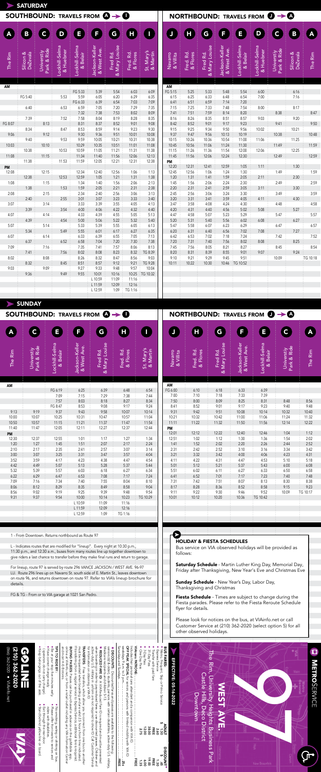## SATURDAY

### SOUTHBOUND: TRAVELS FROM A → I

| A The Rim | B Silicon & DeZavala | C University Park & Ride | D Lockhill-Selma & Huebner | E Lockhill-Selma & Belair | F Jackson-Keller & West Ave. | G Fred Rd. & Mary Louise | H Fred Rd. & Flores | I St. Mary's & Martin |
|---|---|---|---|---|---|---|---|---|
| **AM** | | | | | | | | |
| | | | | 5:33 | 5:39 | 5:54 | 6:03 | 6:09 |
| | FG 5:40 | | 5:53 | 5:59 | 6:05 | 6:20 | 6:29 | 6:35 |
| | | | | FG 6:33 | 6:39 | 6:54 | 7:03 | 7:09 |
| | 6:40 | | 6:53 | 6:59 | 7:05 | 7:20 | 7:29 | 7:35 |
| | | | | 7:32 | 7:38 | 7:53 | 8:02 | 8:09 |
| | 7:39 | | 7:52 | 7:58 | 8:04 | 8:19 | 8:28 | 8:35 |
| FG 8:07 | | 8:13 | | 8:31 | 8:37 | 8:52 | 9:01 | 9:08 |
| | 8:34 | | 8:47 | 8:53 | 8:59 | 9:14 | 9:23 | 9:30 |
| 9:06 | | 9:12 | | 9:30 | 9:36 | 9:51 | 10:01 | 10:08 |
| | 9:40 | | 9:53 | 9:59 | 10:05 | 10:21 | 10:31 | 10:38 |
| 10:03 | | 10:10 | | 10:29 | 10:35 | 10:51 | 11:01 | 11:08 |
| | 10:38 | | 10:53 | 10:59 | 11:05 | 11:21 | 11:31 | 11:38 |
| 11:08 | | 11:15 | | 11:34 | 11:40 | 11:56 | 12:06 | 12:13 |
| | 11:38 | | 11:53 | 11:59 | 12:05 | 12:21 | 12:31 | 12:38 |
| **PM** | | | | | | | | |
| 12:08 | | 12:15 | | 12:34 | 12:40 | 12:56 | 1:06 | 1:13 |
| | 12:38 | | 12:53 | 12:59 | 1:05 | 1:21 | 1:31 | 1:38 |
| 1:08 | | 1:15 | | 1:34 | 1:40 | 1:56 | 2:06 | 2:13 |
| | 1:38 | | 1:53 | 1:59 | 2:05 | 2:21 | 2:31 | 2:38 |
| 2:08 | | 2:15 | | 2:34 | 2:40 | 2:56 | 3:06 | 3:13 |
| | 2:40 | | 2:55 | 3:01 | 3:07 | 3:23 | 3:33 | 3:40 |
| 3:07 | | 3:14 | | 3:33 | 3:39 | 3:55 | 4:05 | 4:13 |
| | 3:39 | | 3:54 | 4:00 | 4:06 | 4:22 | 4:32 | 4:40 |
| 4:07 | | 4:14 | | 4:33 | 4:39 | 4:55 | 5:05 | 5:13 |
| | 4:39 | | 4:54 | 5:00 | 5:06 | 5:22 | 5:32 | 5:40 |
| 5:07 | | 5:14 | | 5:33 | 5:39 | 5:55 | 6:05 | 6:13 |
| | 5:34 | | 5:49 | 5:55 | 6:01 | 6:17 | 6:27 | 6:35 |
| 6:07 | | 6:14 | | 6:33 | 6:39 | 6:55 | 7:05 | 7:13 |
| | 6:37 | | 6:52 | 6:58 | 7:04 | 7:20 | 7:30 | 7:38 |
| 7:09 | | 7:16 | | 7:35 | 7:41 | 7:57 | 8:06 | 8:13 |
| | 7:41 | | 7:56 | 8:02 | 8:08 | 8:23 | 8:32 | TG 8:39 |
| 8:02 | | 8:08 | | 8:26 | 8:32 | 8:47 | 8:56 | 9:03 |
| | 8:32 | | 8:45 | 8:51 | 8:57 | 9:12 | 9:21 | TG 9:28 |
| 9:03 | | 9:09 | | 9:27 | 9:33 | 9:48 | 9:57 | 10:04 |
| | 9:36 | | 9:49 | 9:55 | 10:01 | 10:16 | 10:25 | TG 10:32 |
| | | | | | L 10:59 | 11:09 | 11:16 | |
| | | | | | L 11:59 | 12:09 | 12:16 | |
| | | | | | L 12:59 | 1:09 | TG 1:16 | |

### NORTHBOUND: TRAVELS FROM J → A

| J Navarro & Villita | H Fred Rd. & Flores | G Fred Rd. & Mary Louise | F Jackson-Keller & West Ave. | E Lockhill-Selma & Belair | D Lockhill-Selma & Huebner | C University Park & Ride | B Silicon & DeZavala | A The Rim |
|---|---|---|---|---|---|---|---|---|
| **AM** | | | | | | | | |
| FG 5:15 | 5:25 | 5:33 | 5:48 | 5:54 | 6:00 | | 6:16 | |
| 6:15 | 6:25 | 6:33 | 6:48 | 6:54 | 7:00 | | 7:16 | |
| 6:41 | 6:51 | 6:59 | 7:14 | 7:20 | | | | |
| 7:15 | 7:25 | 7:33 | 7:48 | 7:54 | 8:00 | | 8:17 | |
| 7:41 | 7:51 | 7:59 | 8:14 | 8:20 | | 8:38 | | 8:47 |
| 8:16 | 8:26 | 8:35 | 8:51 | 8:57 | 9:03 | | 9:20 | |
| 8:42 | 8:52 | 9:01 | 9:17 | 9:23 | | 9:41 | | 9:50 |
| 9:15 | 9:25 | 9:34 | 9:50 | 9:56 | 10:02 | | 10:21 | |
| 9:37 | 9:47 | 9:56 | 10:13 | 10:19 | | 10:38 | | 10:48 |
| 10:15 | 10:26 | 10:36 | 10:54 | 11:00 | 11:06 | | 11:25 | |
| 10:45 | 10:56 | 11:06 | 11:24 | 11:30 | | 11:49 | | 11:59 |
| 11:15 | 11:26 | 11:36 | 11:54 | 12:00 | 12:06 | | 12:25 | |
| 11:45 | 11:56 | 12:06 | 12:24 | 12:30 | | 12:49 | | 12:59 |
| **PM** | | | | | | | | |
| 12:20 | 12:31 | 12:41 | 12:59 | 1:05 | 1:11 | | 1:30 | |
| 12:45 | 12:56 | 1:06 | 1:24 | 1:30 | | 1:49 | | 1:59 |
| 1:20 | 1:31 | 1:41 | 1:59 | 2:05 | 2:11 | | 2:30 | |
| 1:45 | 1:56 | 2:06 | 2:24 | 2:30 | | 2:49 | | 2:59 |
| 2:20 | 2:31 | 2:41 | 2:59 | 3:05 | 3:11 | | 3:30 | |
| 2:45 | 2:56 | 3:06 | 3:24 | 3:30 | | 3:49 | | 3:59 |
| 3:20 | 3:31 | 3:41 | 3:59 | 4:05 | 4:11 | | 4:30 | |
| 3:47 | 3:58 | 4:08 | 4:24 | 4:30 | | 4:48 | | 4:58 |
| 4:20 | 4:31 | 4:40 | 4:56 | 5:02 | 5:08 | | 5:27 | |
| 4:47 | 4:58 | 5:07 | 5:23 | 5:29 | | 5:47 | | 5:57 |
| 5:20 | 5:31 | 5:40 | 5:56 | 6:02 | 6:08 | | 6:27 | |
| 5:47 | 5:58 | 6:07 | 6:23 | 6:29 | | 6:47 | | 6:57 |
| 6:20 | 6:31 | 6:40 | 6:56 | 7:02 | 7:08 | | 7:27 | |
| 6:42 | 6:53 | 7:02 | 7:18 | 7:24 | | 7:42 | | 7:52 |
| 7:20 | 7:31 | 7:40 | 7:56 | 8:02 | 8:08 | | 8:25 | |
| 7:45 | 7:56 | 8:05 | 8:21 | 8:27 | | 8:45 | | 8:54 |
| 8:20 | 8:31 | 8:39 | 8:55 | 9:01 | 9:07 | | 9:24 | |
| 9:10 | 9:21 | 9:29 | 9:45 | 9:51 | | 10:09 | | TG 10:18 |
| 10:11 | 10:22 | 10:30 | 10:46 | TG 10:52 | | | | |

## SUNDAY

### SOUTHBOUND: TRAVELS FROM A → I

| A The Rim | C University Park & Ride | E Lockhill-Selma & Belair | F Jackson-Keller & West Ave. | G Fred Rd. & Mary Louise | H Fred Rd. & Flores | I St. Mary's & Martin |
|---|---|---|---|---|---|---|
| **AM** | | | | | | |
| | | FG 6:19 | 6:25 | 6:39 | 6:48 | 6:54 |
| | | 7:09 | 7:15 | 7:29 | 7:38 | 7:44 |
| | | 7:57 | 8:03 | 8:18 | 8:27 | 8:34 |
| | | FG 8:47 | 8:53 | 9:08 | 9:17 | 9:24 |
| 9:13 | 9:19 | 9:37 | 9:43 | 9:58 | 10:07 | 10:14 |
| 10:00 | 10:07 | 10:25 | 10:31 | 10:47 | 10:57 | 11:04 |
| 10:50 | 10:57 | 11:15 | 11:21 | 11:37 | 11:47 | 11:54 |
| 11:40 | 11:47 | 12:05 | 12:11 | 12:27 | 12:37 | 12:44 |
| **PM** | | | | | | |
| 12:30 | 12:37 | 12:55 | 1:01 | 1:17 | 1:27 | 1:34 |
| 1:20 | 1:27 | 1:45 | 1:51 | 2:07 | 2:17 | 2:24 |
| 2:10 | 2:17 | 2:35 | 2:41 | 2:57 | 3:07 | 3:14 |
| 3:00 | 3:07 | 3:25 | 3:31 | 3:47 | 3:57 | 4:04 |
| 3:52 | 3:59 | 4:17 | 4:23 | 4:38 | 4:47 | 4:54 |
| 4:42 | 4:49 | 5:07 | 5:13 | 5:28 | 5:37 | 5:44 |
| 5:32 | 5:39 | 5:57 | 6:03 | 6:18 | 6:27 | 6:34 |
| 6:22 | 6:29 | 6:47 | 6:53 | 7:08 | 7:17 | 7:24 |
| 7:09 | 7:16 | 7:34 | 7:40 | 7:55 | 8:04 | 8:10 |
| 8:06 | 8:12 | 8:29 | 8:35 | 8:49 | 8:58 | 9:04 |
| 8:56 | 9:02 | 9:19 | 9:25 | 9:39 | 9:48 | 9:54 |
| 9:31 | 9:37 | 9:54 | 10:00 | 10:14 | 10:23 | TG 10:29 |
| | | | L 10:59 | 11:09 | 11:16 | |
| | | | L 11:59 | 12:09 | 12:16 | |
| | | | L 12:59 | 1:09 | TG 1:16 | |

### NORTHBOUND: TRAVELS FROM J → A

| J Navarro & Villita | H Fred Rd. & Flores | G Fred Rd. & Mary Louise | F Jackson-Keller & West Ave. | E Lockhill-Selma & Belair | C University Park & Ride | A The Rim |
|---|---|---|---|---|---|---|
| **AM** | | | | | | |
| FG 6:00 | 6:10 | 6:18 | 6:33 | 6:39 | | |
| 7:00 | 7:10 | 7:18 | 7:33 | 7:39 | | |
| 7:50 | 8:00 | 8:09 | 8:25 | 8:31 | 8:48 | 8:56 |
| 8:41 | 8:52 | 9:01 | 9:17 | 9:23 | 9:40 | 9:48 |
| 9:31 | 9:42 | 9:51 | 10:08 | 10:14 | 10:32 | 10:40 |
| 10:21 | 10:32 | 10:42 | 11:00 | 11:06 | 11:24 | 11:32 |
| 11:11 | 11:22 | 11:32 | 11:50 | 11:56 | 12:14 | 12:22 |
| **PM** | | | | | | |
| 12:01 | 12:12 | 12:22 | 12:40 | 12:46 | 1:04 | 1:12 |
| 12:51 | 1:02 | 1:12 | 1:30 | 1:36 | 1:54 | 2:02 |
| 1:41 | 1:52 | 2:02 | 2:20 | 2:26 | 2:44 | 2:52 |
| 2:31 | 2:42 | 2:52 | 3:10 | 3:16 | 3:34 | 3:42 |
| 3:21 | 3:32 | 3:42 | 4:00 | 4:06 | 4:23 | 4:31 |
| 4:11 | 4:22 | 4:31 | 4:47 | 4:53 | 5:10 | 5:18 |
| 5:01 | 5:12 | 5:21 | 5:37 | 5:43 | 6:00 | 6:08 |
| 5:51 | 6:02 | 6:11 | 6:27 | 6:33 | 6:50 | 6:58 |
| 6:41 | 6:52 | 7:01 | 7:17 | 7:23 | 7:40 | 7:48 |
| 7:31 | 7:42 | 7:51 | 8:07 | 8:13 | 8:30 | 8:38 |
| 8:17 | 8:28 | 8:36 | 8:52 | 8:58 | 9:15 | 9:23 |
| 9:11 | 9:22 | 9:30 | 9:46 | 9:52 | 10:09 | TG 10:17 |
| 10:01 | 10:12 | 10:20 | 10:36 | TG 10:42 | | |

1 - From Downtown. Returns northbound as Route 97

L - Indicates routes that are modified for "lineup". Every night at 10:30 p.m., 11:30 p.m., and 12:30 a.m., buses from many routes line up together downtown to give riders a last chance to transfer before they make final runs and return to garage.

For lineup, route 97 is served by route 296 VANCE JACKSON / WEST AVE. 96-97 LU. Route 296 lines up on Navarro St. south side of E. Martin St., leaves downtown on route 96, and returns downtown on route 97. Refer to VIA's lineup brochure for details.

FG & TG - From or to VIA garage at 1021 San Pedro.

### HOLIDAY & FIESTA SCHEDULES

Bus service on VIA observed holidays will be provided as follows:

**Saturday Schedule** - Martin Luther King Day, Memorial Day, Friday after Thanksgiving, New Year's Eve and Christmas Eve

**Sunday Schedule** - New Year's Day, Labor Day, Thanksgiving and Christmas

**Fiesta Schedule** - Times are subject to change during the Fiesta parades. Please refer to the Fiesta Reroute Schedule flyer for details.

Please look for notices on the bus, at VIAinfo.net or call Customer Service at (210) 362-2020 (select option 5) for all other observed holidays.

# 97 WEST AVE.

The Rim, University Heights Business Park, Castle Hills, Deco District, Downtown

METROSERVICE

EFFECTIVE: 05-14-2022

**BUS FARES:**

| | ADULT | DISCOUNT* |
|---|---|---|
| Metro, Frequent, Skip or Primo Service | $1.30 | $.65 |
| Express Service | 2.60 | 1.30 |
| Transfer with paid fare | FREE | FREE |
| 31-Day Pass | 38.00 | 19.00 |
| 7-Day Pass | 12.00 | 6.00 |
| One-Day Pass | 2.75 | 1.35 |

GOLINE (210) 362-2020 • VIAinfo.net